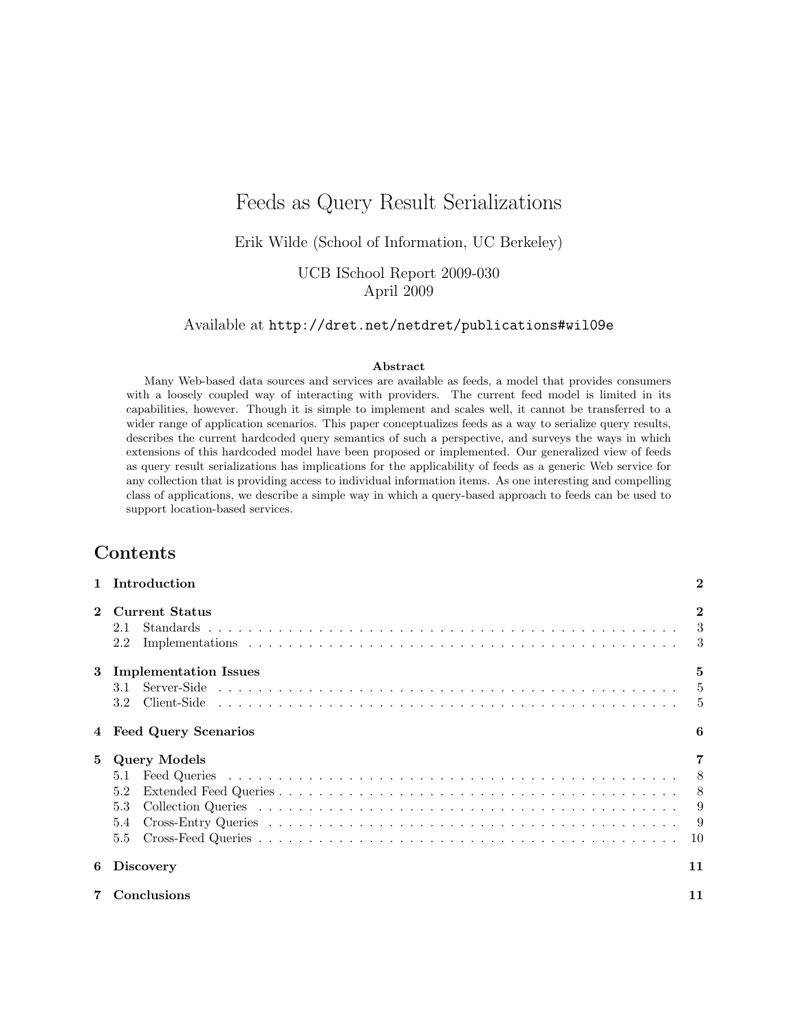# Feeds as Query Result Serializations

Erik Wilde (School of Information, UC Berkeley)

UCB ISchool Report 2009-030
April 2009

Available at `http://dret.net/netdret/publications#wil09e`

**Abstract**

Many Web-based data sources and services are available as feeds, a model that provides consumers with a loosely coupled way of interacting with providers. The current feed model is limited in its capabilities, however. Though it is simple to implement and scales well, it cannot be transferred to a wider range of application scenarios. This paper conceptualizes feeds as a way to serialize query results, describes the current hardcoded query semantics of such a perspective, and surveys the ways in which extensions of this hardcoded model have been proposed or implemented. Our generalized view of feeds as query result serializations has implications for the applicability of feeds as a generic Web service for any collection that is providing access to individual information items. As one interesting and compelling class of applications, we describe a simple way in which a query-based approach to feeds can be used to support location-based services.

## Contents

- **1 Introduction** — 2
- **2 Current Status** — 2
  - 2.1 Standards — 3
  - 2.2 Implementations — 3
- **3 Implementation Issues** — 5
  - 3.1 Server-Side — 5
  - 3.2 Client-Side — 5
- **4 Feed Query Scenarios** — 6
- **5 Query Models** — 7
  - 5.1 Feed Queries — 8
  - 5.2 Extended Feed Queries — 8
  - 5.3 Collection Queries — 9
  - 5.4 Cross-Entry Queries — 9
  - 5.5 Cross-Feed Queries — 10
- **6 Discovery** — 11
- **7 Conclusions** — 11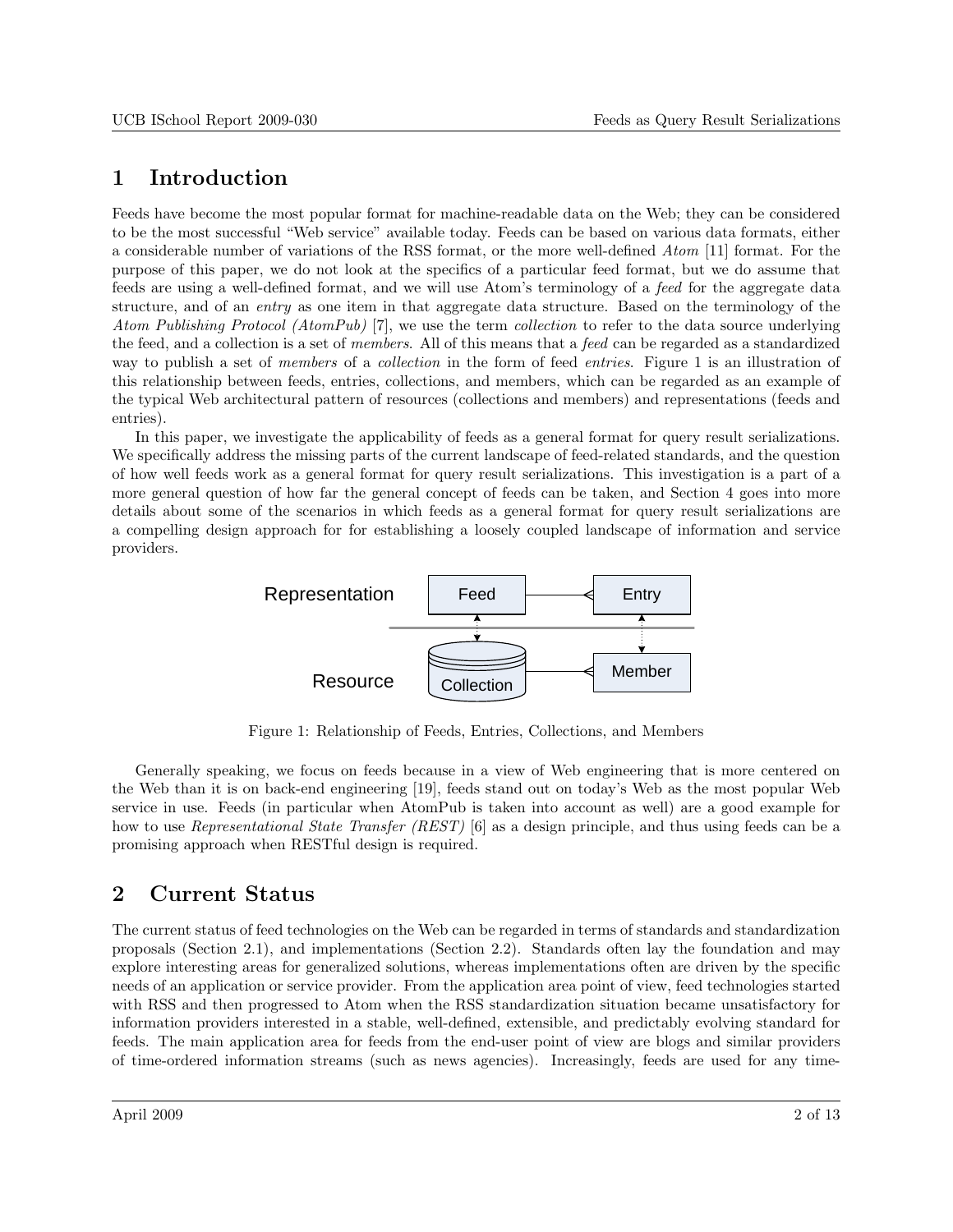# 1 Introduction

Feeds have become the most popular format for machine-readable data on the Web; they can be considered to be the most successful "Web service" available today. Feeds can be based on various data formats, either a considerable number of variations of the RSS format, or the more well-defined *Atom* [11] format. For the purpose of this paper, we do not look at the specifics of a particular feed format, but we do assume that feeds are using a well-defined format, and we will use Atom's terminology of a *feed* for the aggregate data structure, and of an *entry* as one item in that aggregate data structure. Based on the terminology of the *Atom Publishing Protocol (AtomPub)* [7], we use the term *collection* to refer to the data source underlying the feed, and a collection is a set of *members*. All of this means that a *feed* can be regarded as a standardized way to publish a set of *members* of a *collection* in the form of feed *entries*. Figure 1 is an illustration of this relationship between feeds, entries, collections, and members, which can be regarded as an example of the typical Web architectural pattern of resources (collections and members) and representations (feeds and entries).

In this paper, we investigate the applicability of feeds as a general format for query result serializations. We specifically address the missing parts of the current landscape of feed-related standards, and the question of how well feeds work as a general format for query result serializations. This investigation is a part of a more general question of how far the general concept of feeds can be taken, and Section 4 goes into more details about some of the scenarios in which feeds as a general format for query result serializations are a compelling design approach for for establishing a loosely coupled landscape of information and service providers.

Figure 1: Relationship of Feeds, Entries, Collections, and Members

Generally speaking, we focus on feeds because in a view of Web engineering that is more centered on the Web than it is on back-end engineering [19], feeds stand out on today's Web as the most popular Web service in use. Feeds (in particular when AtomPub is taken into account as well) are a good example for how to use *Representational State Transfer (REST)* [6] as a design principle, and thus using feeds can be a promising approach when RESTful design is required.

# 2 Current Status

The current status of feed technologies on the Web can be regarded in terms of standards and standardization proposals (Section 2.1), and implementations (Section 2.2). Standards often lay the foundation and may explore interesting areas for generalized solutions, whereas implementations often are driven by the specific needs of an application or service provider. From the application area point of view, feed technologies started with RSS and then progressed to Atom when the RSS standardization situation became unsatisfactory for information providers interested in a stable, well-defined, extensible, and predictably evolving standard for feeds. The main application area for feeds from the end-user point of view are blogs and similar providers of time-ordered information streams (such as news agencies). Increasingly, feeds are used for any time-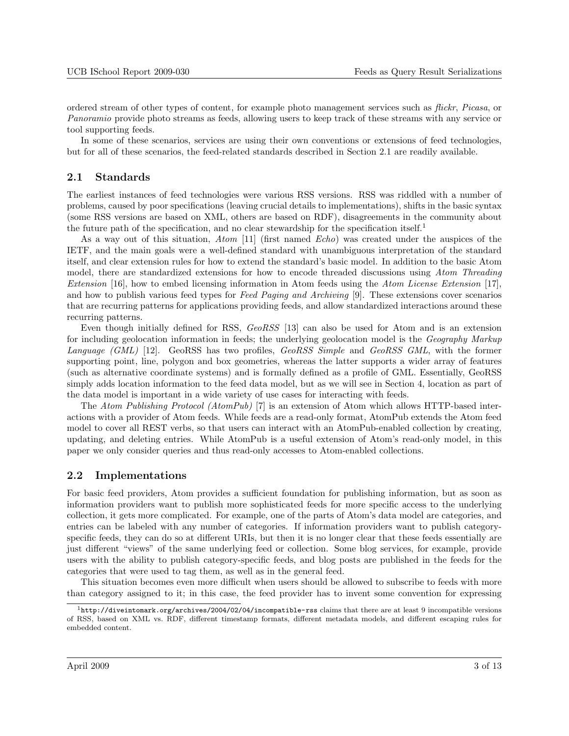ordered stream of other types of content, for example photo management services such as *flickr*, *Picasa*, or *Panoramio* provide photo streams as feeds, allowing users to keep track of these streams with any service or tool supporting feeds.

In some of these scenarios, services are using their own conventions or extensions of feed technologies, but for all of these scenarios, the feed-related standards described in Section 2.1 are readily available.

## 2.1 Standards

The earliest instances of feed technologies were various RSS versions. RSS was riddled with a number of problems, caused by poor specifications (leaving crucial details to implementations), shifts in the basic syntax (some RSS versions are based on XML, others are based on RDF), disagreements in the community about the future path of the specification, and no clear stewardship for the specification itself.[1]

As a way out of this situation, *Atom* [11] (first named *Echo*) was created under the auspices of the IETF, and the main goals were a well-defined standard with unambiguous interpretation of the standard itself, and clear extension rules for how to extend the standard's basic model. In addition to the basic Atom model, there are standardized extensions for how to encode threaded discussions using *Atom Threading Extension* [16], how to embed licensing information in Atom feeds using the *Atom License Extension* [17], and how to publish various feed types for *Feed Paging and Archiving* [9]. These extensions cover scenarios that are recurring patterns for applications providing feeds, and allow standardized interactions around these recurring patterns.

Even though initially defined for RSS, *GeoRSS* [13] can also be used for Atom and is an extension for including geolocation information in feeds; the underlying geolocation model is the *Geography Markup Language (GML)* [12]. GeoRSS has two profiles, *GeoRSS Simple* and *GeoRSS GML*, with the former supporting point, line, polygon and box geometries, whereas the latter supports a wider array of features (such as alternative coordinate systems) and is formally defined as a profile of GML. Essentially, GeoRSS simply adds location information to the feed data model, but as we will see in Section 4, location as part of the data model is important in a wide variety of use cases for interacting with feeds.

The *Atom Publishing Protocol (AtomPub)* [7] is an extension of Atom which allows HTTP-based interactions with a provider of Atom feeds. While feeds are a read-only format, AtomPub extends the Atom feed model to cover all REST verbs, so that users can interact with an AtomPub-enabled collection by creating, updating, and deleting entries. While AtomPub is a useful extension of Atom's read-only model, in this paper we only consider queries and thus read-only accesses to Atom-enabled collections.

## 2.2 Implementations

For basic feed providers, Atom provides a sufficient foundation for publishing information, but as soon as information providers want to publish more sophisticated feeds for more specific access to the underlying collection, it gets more complicated. For example, one of the parts of Atom's data model are categories, and entries can be labeled with any number of categories. If information providers want to publish category-specific feeds, they can do so at different URIs, but then it is no longer clear that these feeds essentially are just different "views" of the same underlying feed or collection. Some blog services, for example, provide users with the ability to publish category-specific feeds, and blog posts are published in the feeds for the categories that were used to tag them, as well as in the general feed.

This situation becomes even more difficult when users should be allowed to subscribe to feeds with more than category assigned to it; in this case, the feed provider has to invent some convention for expressing

[1] `http://diveintomark.org/archives/2004/02/04/incompatible-rss` claims that there are at least 9 incompatible versions of RSS, based on XML vs. RDF, different timestamp formats, different metadata models, and different escaping rules for embedded content.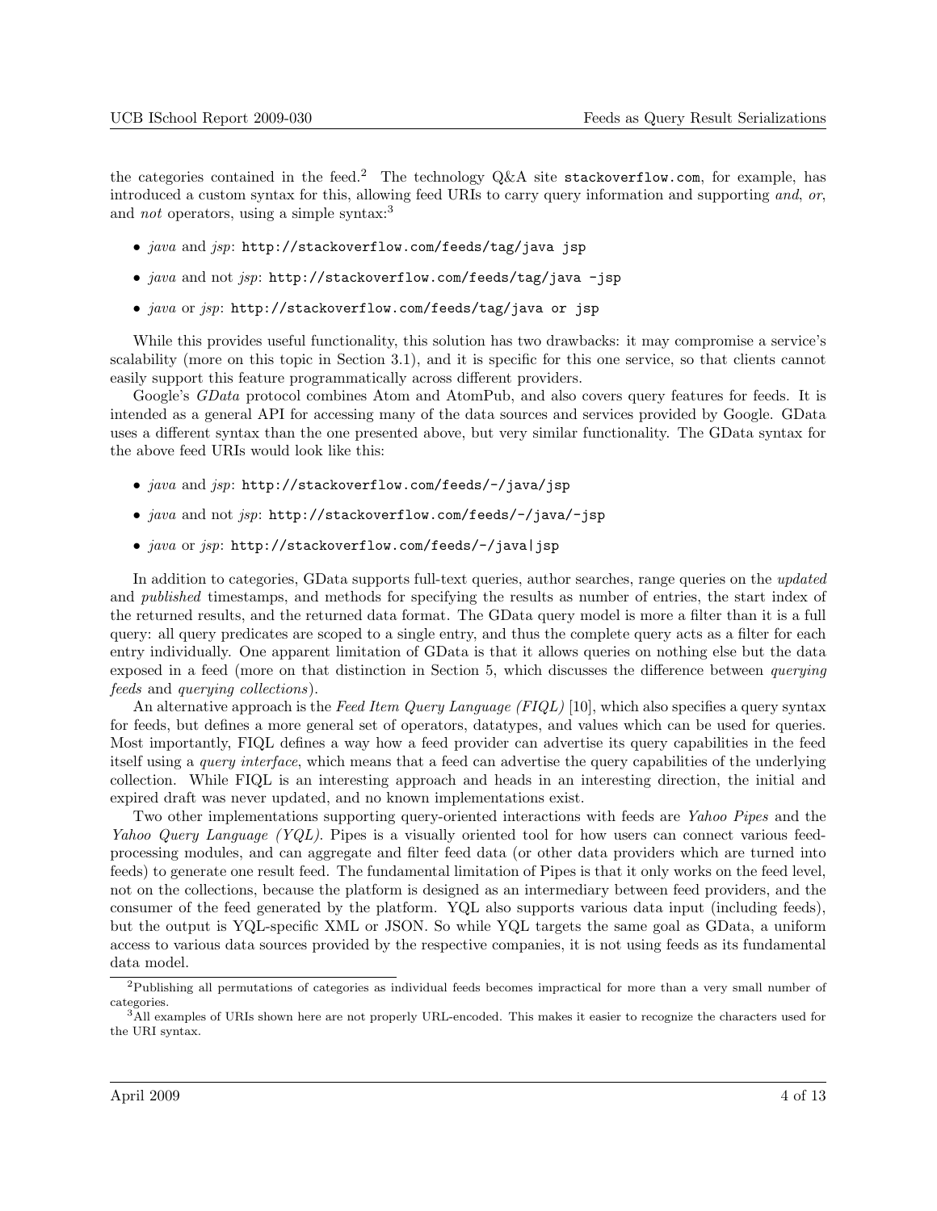the categories contained in the feed.[2] The technology Q&A site `stackoverflow.com`, for example, has introduced a custom syntax for this, allowing feed URIs to carry query information and supporting *and*, *or*, and *not* operators, using a simple syntax:[3]

- *java* and *jsp*: `http://stackoverflow.com/feeds/tag/java jsp`
- *java* and not *jsp*: `http://stackoverflow.com/feeds/tag/java -jsp`
- *java* or *jsp*: `http://stackoverflow.com/feeds/tag/java or jsp`

While this provides useful functionality, this solution has two drawbacks: it may compromise a service's scalability (more on this topic in Section 3.1), and it is specific for this one service, so that clients cannot easily support this feature programmatically across different providers.

Google's *GData* protocol combines Atom and AtomPub, and also covers query features for feeds. It is intended as a general API for accessing many of the data sources and services provided by Google. GData uses a different syntax than the one presented above, but very similar functionality. The GData syntax for the above feed URIs would look like this:

- *java* and *jsp*: `http://stackoverflow.com/feeds/-/java/jsp`
- *java* and not *jsp*: `http://stackoverflow.com/feeds/-/java/-jsp`
- *java* or *jsp*: `http://stackoverflow.com/feeds/-/java|jsp`

In addition to categories, GData supports full-text queries, author searches, range queries on the *updated* and *published* timestamps, and methods for specifying the results as number of entries, the start index of the returned results, and the returned data format. The GData query model is more a filter than it is a full query: all query predicates are scoped to a single entry, and thus the complete query acts as a filter for each entry individually. One apparent limitation of GData is that it allows queries on nothing else but the data exposed in a feed (more on that distinction in Section 5, which discusses the difference between *querying feeds* and *querying collections*).

An alternative approach is the *Feed Item Query Language (FIQL)* [10], which also specifies a query syntax for feeds, but defines a more general set of operators, datatypes, and values which can be used for queries. Most importantly, FIQL defines a way how a feed provider can advertise its query capabilities in the feed itself using a *query interface*, which means that a feed can advertise the query capabilities of the underlying collection. While FIQL is an interesting approach and heads in an interesting direction, the initial and expired draft was never updated, and no known implementations exist.

Two other implementations supporting query-oriented interactions with feeds are *Yahoo Pipes* and the *Yahoo Query Language (YQL)*. Pipes is a visually oriented tool for how users can connect various feed-processing modules, and can aggregate and filter feed data (or other data providers which are turned into feeds) to generate one result feed. The fundamental limitation of Pipes is that it only works on the feed level, not on the collections, because the platform is designed as an intermediary between feed providers, and the consumer of the feed generated by the platform. YQL also supports various data input (including feeds), but the output is YQL-specific XML or JSON. So while YQL targets the same goal as GData, a uniform access to various data sources provided by the respective companies, it is not using feeds as its fundamental data model.

[2] Publishing all permutations of categories as individual feeds becomes impractical for more than a very small number of categories.

[3] All examples of URIs shown here are not properly URL-encoded. This makes it easier to recognize the characters used for the URI syntax.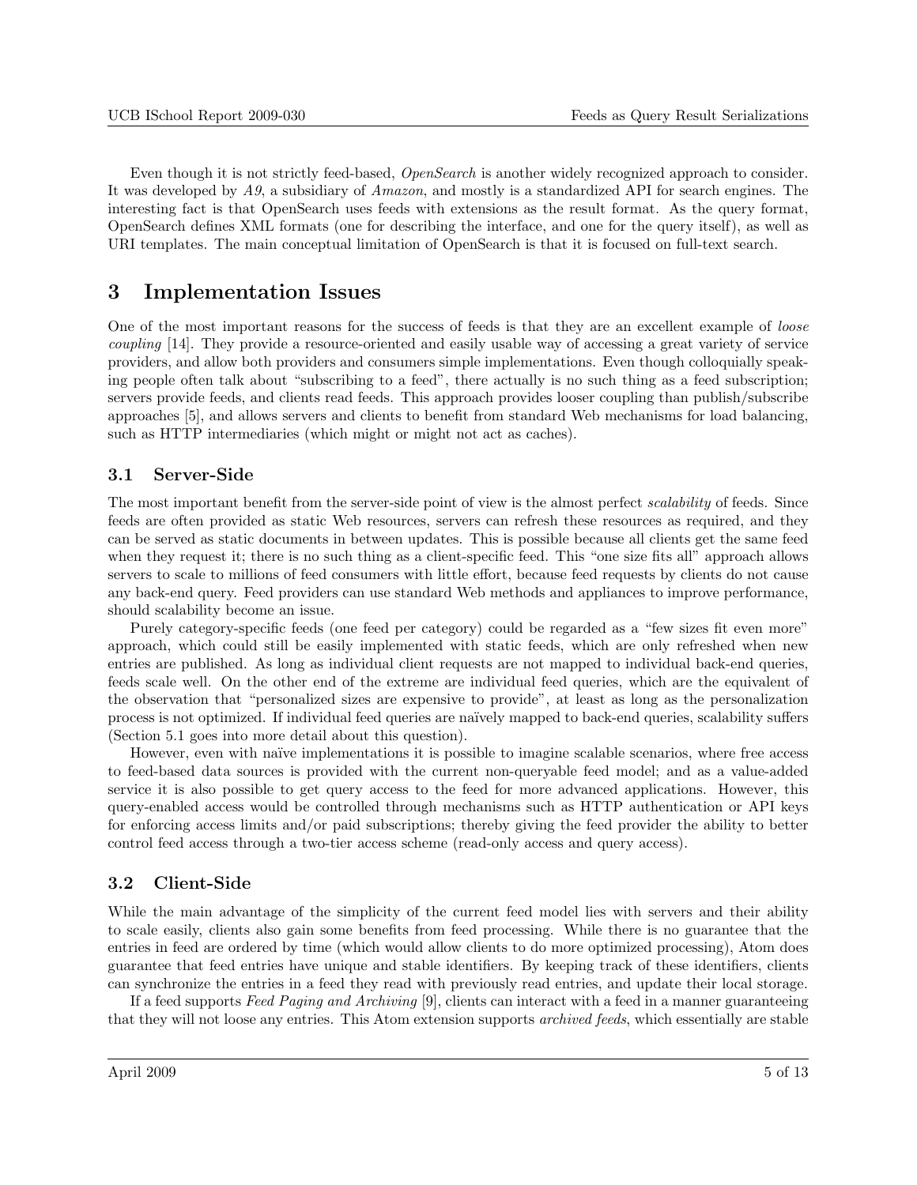Even though it is not strictly feed-based, *OpenSearch* is another widely recognized approach to consider. It was developed by *A9*, a subsidiary of *Amazon*, and mostly is a standardized API for search engines. The interesting fact is that OpenSearch uses feeds with extensions as the result format. As the query format, OpenSearch defines XML formats (one for describing the interface, and one for the query itself), as well as URI templates. The main conceptual limitation of OpenSearch is that it is focused on full-text search.

# 3 Implementation Issues

One of the most important reasons for the success of feeds is that they are an excellent example of *loose coupling* [14]. They provide a resource-oriented and easily usable way of accessing a great variety of service providers, and allow both providers and consumers simple implementations. Even though colloquially speaking people often talk about "subscribing to a feed", there actually is no such thing as a feed subscription; servers provide feeds, and clients read feeds. This approach provides looser coupling than publish/subscribe approaches [5], and allows servers and clients to benefit from standard Web mechanisms for load balancing, such as HTTP intermediaries (which might or might not act as caches).

## 3.1 Server-Side

The most important benefit from the server-side point of view is the almost perfect *scalability* of feeds. Since feeds are often provided as static Web resources, servers can refresh these resources as required, and they can be served as static documents in between updates. This is possible because all clients get the same feed when they request it; there is no such thing as a client-specific feed. This "one size fits all" approach allows servers to scale to millions of feed consumers with little effort, because feed requests by clients do not cause any back-end query. Feed providers can use standard Web methods and appliances to improve performance, should scalability become an issue.

Purely category-specific feeds (one feed per category) could be regarded as a "few sizes fit even more" approach, which could still be easily implemented with static feeds, which are only refreshed when new entries are published. As long as individual client requests are not mapped to individual back-end queries, feeds scale well. On the other end of the extreme are individual feed queries, which are the equivalent of the observation that "personalized sizes are expensive to provide", at least as long as the personalization process is not optimized. If individual feed queries are naïvely mapped to back-end queries, scalability suffers (Section 5.1 goes into more detail about this question).

However, even with naïve implementations it is possible to imagine scalable scenarios, where free access to feed-based data sources is provided with the current non-queryable feed model; and as a value-added service it is also possible to get query access to the feed for more advanced applications. However, this query-enabled access would be controlled through mechanisms such as HTTP authentication or API keys for enforcing access limits and/or paid subscriptions; thereby giving the feed provider the ability to better control feed access through a two-tier access scheme (read-only access and query access).

## 3.2 Client-Side

While the main advantage of the simplicity of the current feed model lies with servers and their ability to scale easily, clients also gain some benefits from feed processing. While there is no guarantee that the entries in feed are ordered by time (which would allow clients to do more optimized processing), Atom does guarantee that feed entries have unique and stable identifiers. By keeping track of these identifiers, clients can synchronize the entries in a feed they read with previously read entries, and update their local storage.

If a feed supports *Feed Paging and Archiving* [9], clients can interact with a feed in a manner guaranteeing that they will not loose any entries. This Atom extension supports *archived feeds*, which essentially are stable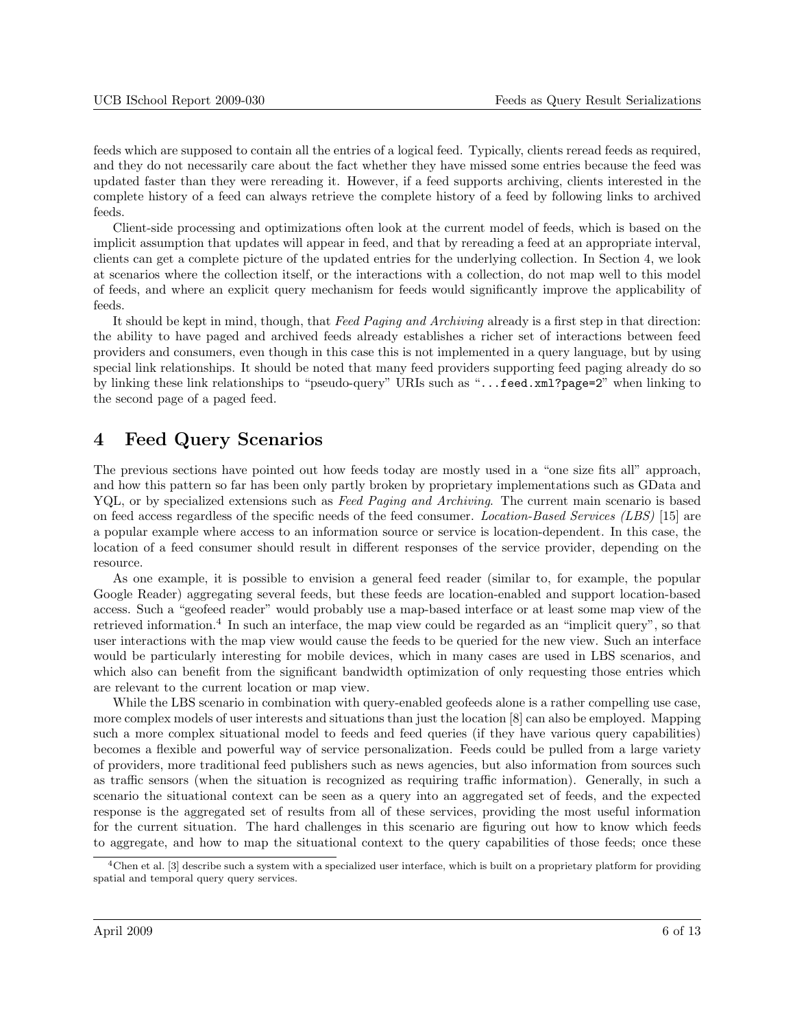feeds which are supposed to contain all the entries of a logical feed. Typically, clients reread feeds as required, and they do not necessarily care about the fact whether they have missed some entries because the feed was updated faster than they were rereading it. However, if a feed supports archiving, clients interested in the complete history of a feed can always retrieve the complete history of a feed by following links to archived feeds.

Client-side processing and optimizations often look at the current model of feeds, which is based on the implicit assumption that updates will appear in feed, and that by rereading a feed at an appropriate interval, clients can get a complete picture of the updated entries for the underlying collection. In Section 4, we look at scenarios where the collection itself, or the interactions with a collection, do not map well to this model of feeds, and where an explicit query mechanism for feeds would significantly improve the applicability of feeds.

It should be kept in mind, though, that *Feed Paging and Archiving* already is a first step in that direction: the ability to have paged and archived feeds already establishes a richer set of interactions between feed providers and consumers, even though in this case this is not implemented in a query language, but by using special link relationships. It should be noted that many feed providers supporting feed paging already do so by linking these link relationships to "pseudo-query" URIs such as "`...feed.xml?page=2`" when linking to the second page of a paged feed.

## 4 Feed Query Scenarios

The previous sections have pointed out how feeds today are mostly used in a "one size fits all" approach, and how this pattern so far has been only partly broken by proprietary implementations such as GData and YQL, or by specialized extensions such as *Feed Paging and Archiving*. The current main scenario is based on feed access regardless of the specific needs of the feed consumer. *Location-Based Services (LBS)* [15] are a popular example where access to an information source or service is location-dependent. In this case, the location of a feed consumer should result in different responses of the service provider, depending on the resource.

As one example, it is possible to envision a general feed reader (similar to, for example, the popular Google Reader) aggregating several feeds, but these feeds are location-enabled and support location-based access. Such a "geofeed reader" would probably use a map-based interface or at least some map view of the retrieved information.[4] In such an interface, the map view could be regarded as an "implicit query", so that user interactions with the map view would cause the feeds to be queried for the new view. Such an interface would be particularly interesting for mobile devices, which in many cases are used in LBS scenarios, and which also can benefit from the significant bandwidth optimization of only requesting those entries which are relevant to the current location or map view.

While the LBS scenario in combination with query-enabled geofeeds alone is a rather compelling use case, more complex models of user interests and situations than just the location [8] can also be employed. Mapping such a more complex situational model to feeds and feed queries (if they have various query capabilities) becomes a flexible and powerful way of service personalization. Feeds could be pulled from a large variety of providers, more traditional feed publishers such as news agencies, but also information from sources such as traffic sensors (when the situation is recognized as requiring traffic information). Generally, in such a scenario the situational context can be seen as a query into an aggregated set of feeds, and the expected response is the aggregated set of results from all of these services, providing the most useful information for the current situation. The hard challenges in this scenario are figuring out how to know which feeds to aggregate, and how to map the situational context to the query capabilities of those feeds; once these

[4] Chen et al. [3] describe such a system with a specialized user interface, which is built on a proprietary platform for providing spatial and temporal query query services.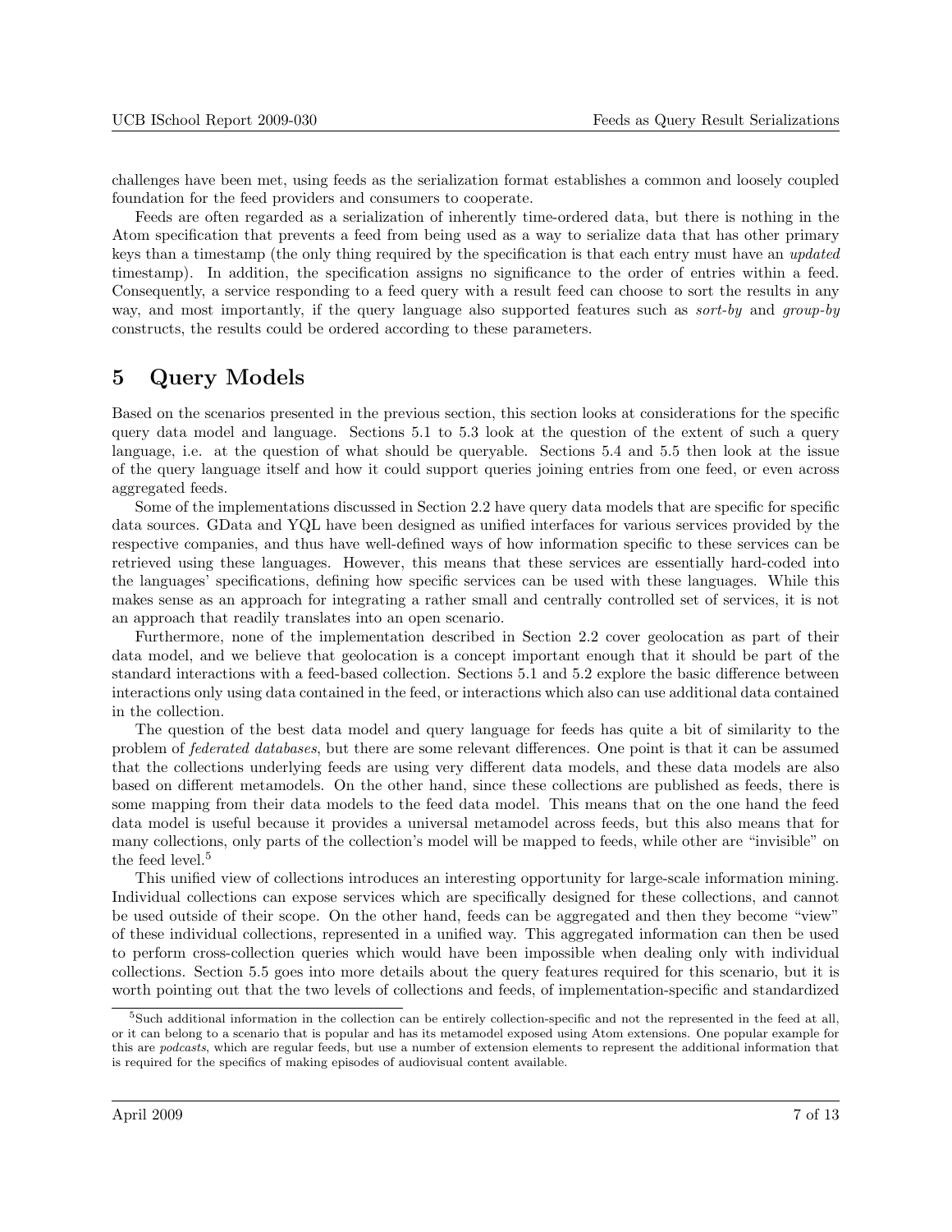challenges have been met, using feeds as the serialization format establishes a common and loosely coupled foundation for the feed providers and consumers to cooperate.

Feeds are often regarded as a serialization of inherently time-ordered data, but there is nothing in the Atom specification that prevents a feed from being used as a way to serialize data that has other primary keys than a timestamp (the only thing required by the specification is that each entry must have an *updated* timestamp). In addition, the specification assigns no significance to the order of entries within a feed. Consequently, a service responding to a feed query with a result feed can choose to sort the results in any way, and most importantly, if the query language also supported features such as *sort-by* and *group-by* constructs, the results could be ordered according to these parameters.

# 5 Query Models

Based on the scenarios presented in the previous section, this section looks at considerations for the specific query data model and language. Sections 5.1 to 5.3 look at the question of the extent of such a query language, i.e. at the question of what should be queryable. Sections 5.4 and 5.5 then look at the issue of the query language itself and how it could support queries joining entries from one feed, or even across aggregated feeds.

Some of the implementations discussed in Section 2.2 have query data models that are specific for specific data sources. GData and YQL have been designed as unified interfaces for various services provided by the respective companies, and thus have well-defined ways of how information specific to these services can be retrieved using these languages. However, this means that these services are essentially hard-coded into the languages' specifications, defining how specific services can be used with these languages. While this makes sense as an approach for integrating a rather small and centrally controlled set of services, it is not an approach that readily translates into an open scenario.

Furthermore, none of the implementation described in Section 2.2 cover geolocation as part of their data model, and we believe that geolocation is a concept important enough that it should be part of the standard interactions with a feed-based collection. Sections 5.1 and 5.2 explore the basic difference between interactions only using data contained in the feed, or interactions which also can use additional data contained in the collection.

The question of the best data model and query language for feeds has quite a bit of similarity to the problem of *federated databases*, but there are some relevant differences. One point is that it can be assumed that the collections underlying feeds are using very different data models, and these data models are also based on different metamodels. On the other hand, since these collections are published as feeds, there is some mapping from their data models to the feed data model. This means that on the one hand the feed data model is useful because it provides a universal metamodel across feeds, but this also means that for many collections, only parts of the collection's model will be mapped to feeds, while other are "invisible" on the feed level.[5]

This unified view of collections introduces an interesting opportunity for large-scale information mining. Individual collections can expose services which are specifically designed for these collections, and cannot be used outside of their scope. On the other hand, feeds can be aggregated and then they become "view" of these individual collections, represented in a unified way. This aggregated information can then be used to perform cross-collection queries which would have been impossible when dealing only with individual collections. Section 5.5 goes into more details about the query features required for this scenario, but it is worth pointing out that the two levels of collections and feeds, of implementation-specific and standardized

[5] Such additional information in the collection can be entirely collection-specific and not the represented in the feed at all, or it can belong to a scenario that is popular and has its metamodel exposed using Atom extensions. One popular example for this are *podcasts*, which are regular feeds, but use a number of extension elements to represent the additional information that is required for the specifics of making episodes of audiovisual content available.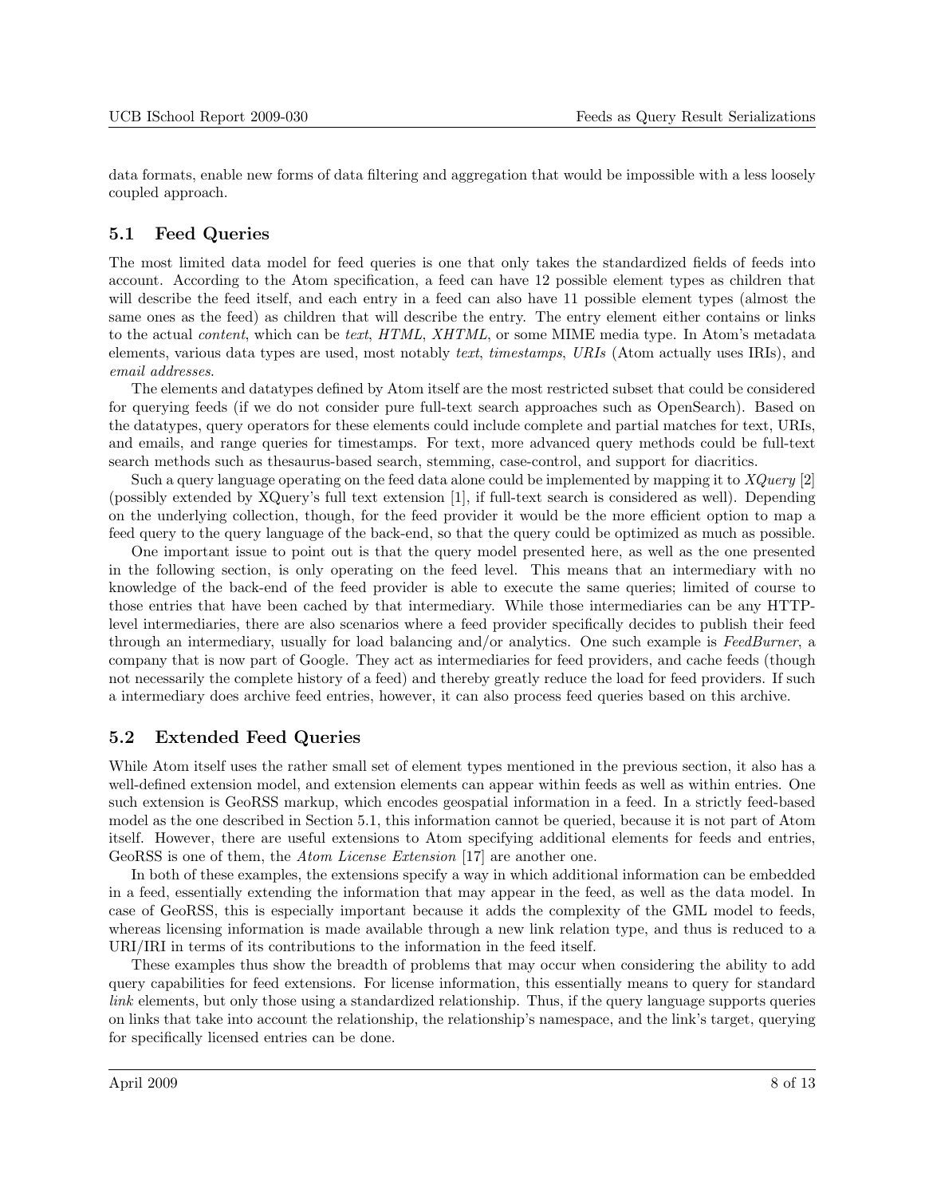data formats, enable new forms of data filtering and aggregation that would be impossible with a less loosely coupled approach.

## 5.1 Feed Queries

The most limited data model for feed queries is one that only takes the standardized fields of feeds into account. According to the Atom specification, a feed can have 12 possible element types as children that will describe the feed itself, and each entry in a feed can also have 11 possible element types (almost the same ones as the feed) as children that will describe the entry. The entry element either contains or links to the actual *content*, which can be *text*, *HTML*, *XHTML*, or some MIME media type. In Atom's metadata elements, various data types are used, most notably *text*, *timestamps*, *URIs* (Atom actually uses IRIs), and *email addresses*.

The elements and datatypes defined by Atom itself are the most restricted subset that could be considered for querying feeds (if we do not consider pure full-text search approaches such as OpenSearch). Based on the datatypes, query operators for these elements could include complete and partial matches for text, URIs, and emails, and range queries for timestamps. For text, more advanced query methods could be full-text search methods such as thesaurus-based search, stemming, case-control, and support for diacritics.

Such a query language operating on the feed data alone could be implemented by mapping it to *XQuery* [2] (possibly extended by XQuery's full text extension [1], if full-text search is considered as well). Depending on the underlying collection, though, for the feed provider it would be the more efficient option to map a feed query to the query language of the back-end, so that the query could be optimized as much as possible.

One important issue to point out is that the query model presented here, as well as the one presented in the following section, is only operating on the feed level. This means that an intermediary with no knowledge of the back-end of the feed provider is able to execute the same queries; limited of course to those entries that have been cached by that intermediary. While those intermediaries can be any HTTP-level intermediaries, there are also scenarios where a feed provider specifically decides to publish their feed through an intermediary, usually for load balancing and/or analytics. One such example is *FeedBurner*, a company that is now part of Google. They act as intermediaries for feed providers, and cache feeds (though not necessarily the complete history of a feed) and thereby greatly reduce the load for feed providers. If such a intermediary does archive feed entries, however, it can also process feed queries based on this archive.

## 5.2 Extended Feed Queries

While Atom itself uses the rather small set of element types mentioned in the previous section, it also has a well-defined extension model, and extension elements can appear within feeds as well as within entries. One such extension is GeoRSS markup, which encodes geospatial information in a feed. In a strictly feed-based model as the one described in Section 5.1, this information cannot be queried, because it is not part of Atom itself. However, there are useful extensions to Atom specifying additional elements for feeds and entries, GeoRSS is one of them, the *Atom License Extension* [17] are another one.

In both of these examples, the extensions specify a way in which additional information can be embedded in a feed, essentially extending the information that may appear in the feed, as well as the data model. In case of GeoRSS, this is especially important because it adds the complexity of the GML model to feeds, whereas licensing information is made available through a new link relation type, and thus is reduced to a URI/IRI in terms of its contributions to the information in the feed itself.

These examples thus show the breadth of problems that may occur when considering the ability to add query capabilities for feed extensions. For license information, this essentially means to query for standard *link* elements, but only those using a standardized relationship. Thus, if the query language supports queries on links that take into account the relationship, the relationship's namespace, and the link's target, querying for specifically licensed entries can be done.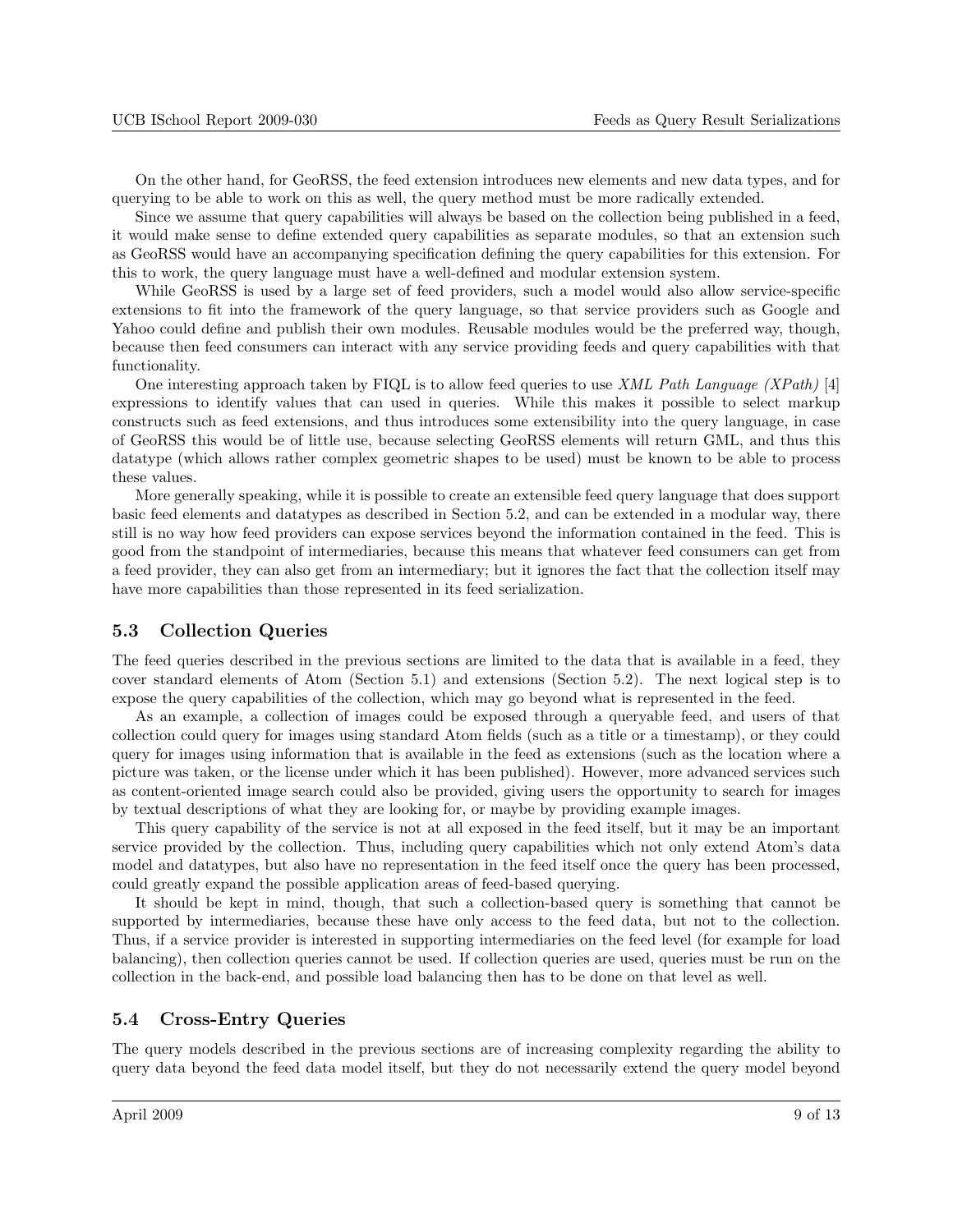On the other hand, for GeoRSS, the feed extension introduces new elements and new data types, and for querying to be able to work on this as well, the query method must be more radically extended.

Since we assume that query capabilities will always be based on the collection being published in a feed, it would make sense to define extended query capabilities as separate modules, so that an extension such as GeoRSS would have an accompanying specification defining the query capabilities for this extension. For this to work, the query language must have a well-defined and modular extension system.

While GeoRSS is used by a large set of feed providers, such a model would also allow service-specific extensions to fit into the framework of the query language, so that service providers such as Google and Yahoo could define and publish their own modules. Reusable modules would be the preferred way, though, because then feed consumers can interact with any service providing feeds and query capabilities with that functionality.

One interesting approach taken by FIQL is to allow feed queries to use *XML Path Language (XPath)* [4] expressions to identify values that can used in queries. While this makes it possible to select markup constructs such as feed extensions, and thus introduces some extensibility into the query language, in case of GeoRSS this would be of little use, because selecting GeoRSS elements will return GML, and thus this datatype (which allows rather complex geometric shapes to be used) must be known to be able to process these values.

More generally speaking, while it is possible to create an extensible feed query language that does support basic feed elements and datatypes as described in Section 5.2, and can be extended in a modular way, there still is no way how feed providers can expose services beyond the information contained in the feed. This is good from the standpoint of intermediaries, because this means that whatever feed consumers can get from a feed provider, they can also get from an intermediary; but it ignores the fact that the collection itself may have more capabilities than those represented in its feed serialization.

## 5.3 Collection Queries

The feed queries described in the previous sections are limited to the data that is available in a feed, they cover standard elements of Atom (Section 5.1) and extensions (Section 5.2). The next logical step is to expose the query capabilities of the collection, which may go beyond what is represented in the feed.

As an example, a collection of images could be exposed through a queryable feed, and users of that collection could query for images using standard Atom fields (such as a title or a timestamp), or they could query for images using information that is available in the feed as extensions (such as the location where a picture was taken, or the license under which it has been published). However, more advanced services such as content-oriented image search could also be provided, giving users the opportunity to search for images by textual descriptions of what they are looking for, or maybe by providing example images.

This query capability of the service is not at all exposed in the feed itself, but it may be an important service provided by the collection. Thus, including query capabilities which not only extend Atom's data model and datatypes, but also have no representation in the feed itself once the query has been processed, could greatly expand the possible application areas of feed-based querying.

It should be kept in mind, though, that such a collection-based query is something that cannot be supported by intermediaries, because these have only access to the feed data, but not to the collection. Thus, if a service provider is interested in supporting intermediaries on the feed level (for example for load balancing), then collection queries cannot be used. If collection queries are used, queries must be run on the collection in the back-end, and possible load balancing then has to be done on that level as well.

## 5.4 Cross-Entry Queries

The query models described in the previous sections are of increasing complexity regarding the ability to query data beyond the feed data model itself, but they do not necessarily extend the query model beyond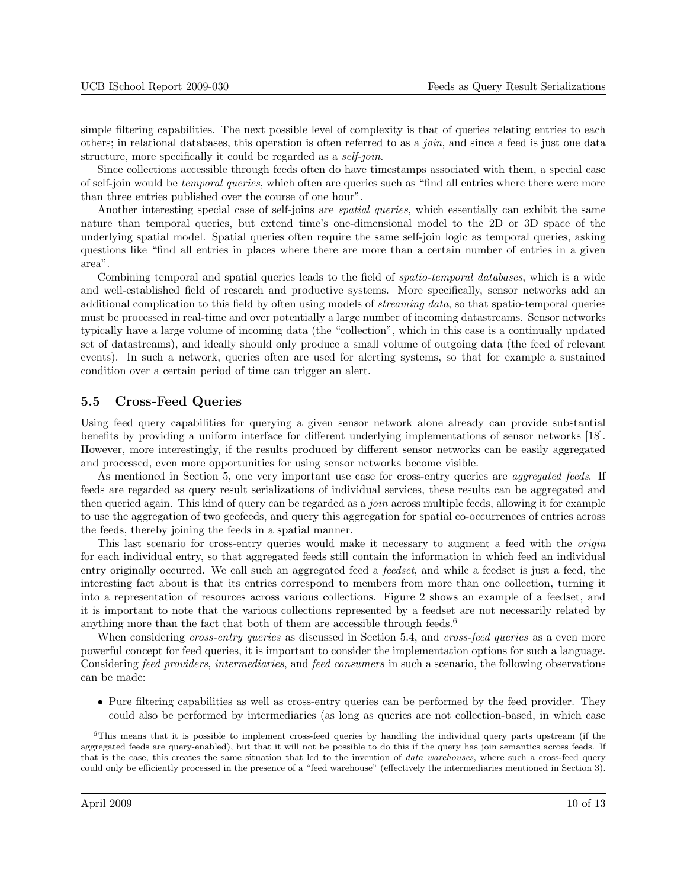simple filtering capabilities. The next possible level of complexity is that of queries relating entries to each others; in relational databases, this operation is often referred to as a *join*, and since a feed is just one data structure, more specifically it could be regarded as a *self-join*.

Since collections accessible through feeds often do have timestamps associated with them, a special case of self-join would be *temporal queries*, which often are queries such as "find all entries where there were more than three entries published over the course of one hour".

Another interesting special case of self-joins are *spatial queries*, which essentially can exhibit the same nature than temporal queries, but extend time's one-dimensional model to the 2D or 3D space of the underlying spatial model. Spatial queries often require the same self-join logic as temporal queries, asking questions like "find all entries in places where there are more than a certain number of entries in a given area".

Combining temporal and spatial queries leads to the field of *spatio-temporal databases*, which is a wide and well-established field of research and productive systems. More specifically, sensor networks add an additional complication to this field by often using models of *streaming data*, so that spatio-temporal queries must be processed in real-time and over potentially a large number of incoming datastreams. Sensor networks typically have a large volume of incoming data (the "collection", which in this case is a continually updated set of datastreams), and ideally should only produce a small volume of outgoing data (the feed of relevant events). In such a network, queries often are used for alerting systems, so that for example a sustained condition over a certain period of time can trigger an alert.

### 5.5 Cross-Feed Queries

Using feed query capabilities for querying a given sensor network alone already can provide substantial benefits by providing a uniform interface for different underlying implementations of sensor networks [18]. However, more interestingly, if the results produced by different sensor networks can be easily aggregated and processed, even more opportunities for using sensor networks become visible.

As mentioned in Section 5, one very important use case for cross-entry queries are *aggregated feeds*. If feeds are regarded as query result serializations of individual services, these results can be aggregated and then queried again. This kind of query can be regarded as a *join* across multiple feeds, allowing it for example to use the aggregation of two geofeeds, and query this aggregation for spatial co-occurrences of entries across the feeds, thereby joining the feeds in a spatial manner.

This last scenario for cross-entry queries would make it necessary to augment a feed with the *origin* for each individual entry, so that aggregated feeds still contain the information in which feed an individual entry originally occurred. We call such an aggregated feed a *feedset*, and while a feedset is just a feed, the interesting fact about is that its entries correspond to members from more than one collection, turning it into a representation of resources across various collections. Figure 2 shows an example of a feedset, and it is important to note that the various collections represented by a feedset are not necessarily related by anything more than the fact that both of them are accessible through feeds.[6]

When considering *cross-entry queries* as discussed in Section 5.4, and *cross-feed queries* as a even more powerful concept for feed queries, it is important to consider the implementation options for such a language. Considering *feed providers*, *intermediaries*, and *feed consumers* in such a scenario, the following observations can be made:

- Pure filtering capabilities as well as cross-entry queries can be performed by the feed provider. They could also be performed by intermediaries (as long as queries are not collection-based, in which case

[6] This means that it is possible to implement cross-feed queries by handling the individual query parts upstream (if the aggregated feeds are query-enabled), but that it will not be possible to do this if the query has join semantics across feeds. If that is the case, this creates the same situation that led to the invention of *data warehouses*, where such a cross-feed query could only be efficiently processed in the presence of a "feed warehouse" (effectively the intermediaries mentioned in Section 3).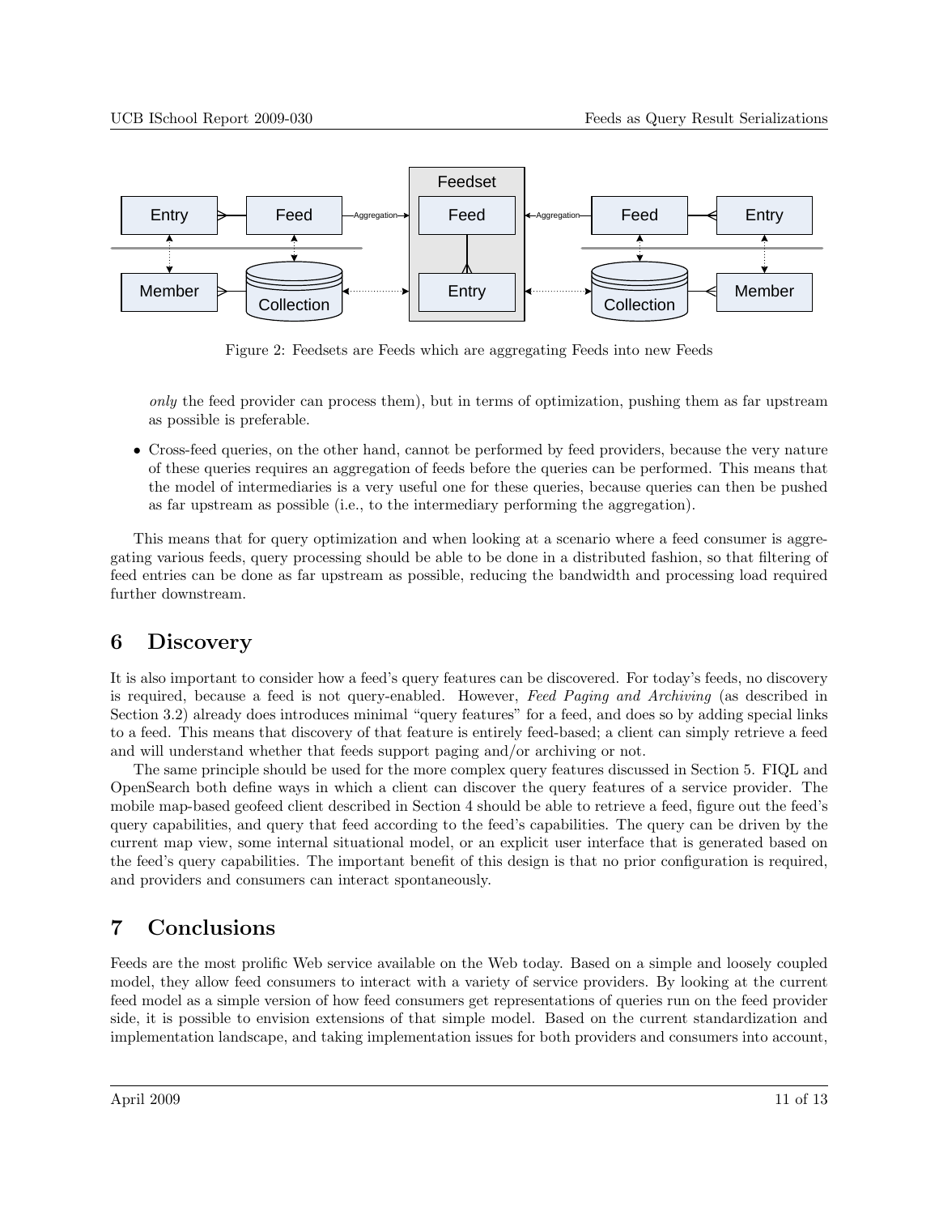Figure 2: Feedsets are Feeds which are aggregating Feeds into new Feeds

*only* the feed provider can process them), but in terms of optimization, pushing them as far upstream as possible is preferable.

- Cross-feed queries, on the other hand, cannot be performed by feed providers, because the very nature of these queries requires an aggregation of feeds before the queries can be performed. This means that the model of intermediaries is a very useful one for these queries, because queries can then be pushed as far upstream as possible (i.e., to the intermediary performing the aggregation).

This means that for query optimization and when looking at a scenario where a feed consumer is aggregating various feeds, query processing should be able to be done in a distributed fashion, so that filtering of feed entries can be done as far upstream as possible, reducing the bandwidth and processing load required further downstream.

# 6 Discovery

It is also important to consider how a feed's query features can be discovered. For today's feeds, no discovery is required, because a feed is not query-enabled. However, *Feed Paging and Archiving* (as described in Section 3.2) already does introduces minimal "query features" for a feed, and does so by adding special links to a feed. This means that discovery of that feature is entirely feed-based; a client can simply retrieve a feed and will understand whether that feeds support paging and/or archiving or not.

The same principle should be used for the more complex query features discussed in Section 5. FIQL and OpenSearch both define ways in which a client can discover the query features of a service provider. The mobile map-based geofeed client described in Section 4 should be able to retrieve a feed, figure out the feed's query capabilities, and query that feed according to the feed's capabilities. The query can be driven by the current map view, some internal situational model, or an explicit user interface that is generated based on the feed's query capabilities. The important benefit of this design is that no prior configuration is required, and providers and consumers can interact spontaneously.

# 7 Conclusions

Feeds are the most prolific Web service available on the Web today. Based on a simple and loosely coupled model, they allow feed consumers to interact with a variety of service providers. By looking at the current feed model as a simple version of how feed consumers get representations of queries run on the feed provider side, it is possible to envision extensions of that simple model. Based on the current standardization and implementation landscape, and taking implementation issues for both providers and consumers into account,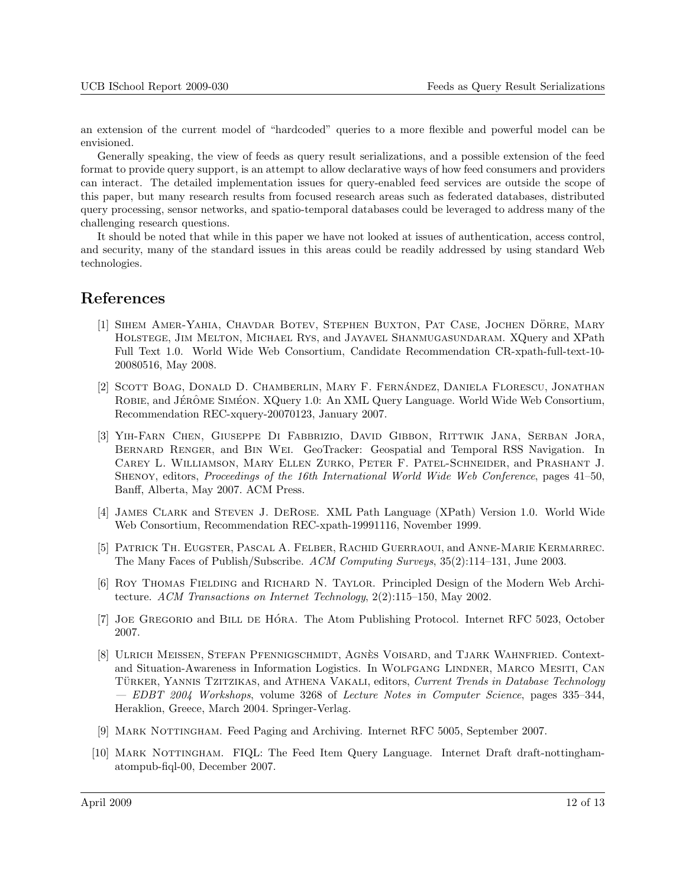an extension of the current model of "hardcoded" queries to a more flexible and powerful model can be envisioned.

Generally speaking, the view of feeds as query result serializations, and a possible extension of the feed format to provide query support, is an attempt to allow declarative ways of how feed consumers and providers can interact. The detailed implementation issues for query-enabled feed services are outside the scope of this paper, but many research results from focused research areas such as federated databases, distributed query processing, sensor networks, and spatio-temporal databases could be leveraged to address many of the challenging research questions.

It should be noted that while in this paper we have not looked at issues of authentication, access control, and security, many of the standard issues in this areas could be readily addressed by using standard Web technologies.

# References

[1] Sihem Amer-Yahia, Chavdar Botev, Stephen Buxton, Pat Case, Jochen Dörre, Mary Holstege, Jim Melton, Michael Rys, and Jayavel Shanmugasundaram. XQuery and XPath Full Text 1.0. World Wide Web Consortium, Candidate Recommendation CR-xpath-full-text-10-20080516, May 2008.

[2] Scott Boag, Donald D. Chamberlin, Mary F. Fernández, Daniela Florescu, Jonathan Robie, and Jérôme Siméon. XQuery 1.0: An XML Query Language. World Wide Web Consortium, Recommendation REC-xquery-20070123, January 2007.

[3] Yih-Farn Chen, Giuseppe Di Fabbrizio, David Gibbon, Rittwik Jana, Serban Jora, Bernard Renger, and Bin Wei. GeoTracker: Geospatial and Temporal RSS Navigation. In Carey L. Williamson, Mary Ellen Zurko, Peter F. Patel-Schneider, and Prashant J. Shenoy, editors, *Proceedings of the 16th International World Wide Web Conference*, pages 41–50, Banff, Alberta, May 2007. ACM Press.

[4] James Clark and Steven J. DeRose. XML Path Language (XPath) Version 1.0. World Wide Web Consortium, Recommendation REC-xpath-19991116, November 1999.

[5] Patrick Th. Eugster, Pascal A. Felber, Rachid Guerraoui, and Anne-Marie Kermarrec. The Many Faces of Publish/Subscribe. *ACM Computing Surveys*, 35(2):114–131, June 2003.

[6] Roy Thomas Fielding and Richard N. Taylor. Principled Design of the Modern Web Architecture. *ACM Transactions on Internet Technology*, 2(2):115–150, May 2002.

[7] Joe Gregorio and Bill de Hóra. The Atom Publishing Protocol. Internet RFC 5023, October 2007.

[8] Ulrich Meissen, Stefan Pfennigschmidt, Agnès Voisard, and Tjark Wahnfried. Context- and Situation-Awareness in Information Logistics. In Wolfgang Lindner, Marco Mesiti, Can Türker, Yannis Tzitzikas, and Athena Vakali, editors, *Current Trends in Database Technology — EDBT 2004 Workshops*, volume 3268 of *Lecture Notes in Computer Science*, pages 335–344, Heraklion, Greece, March 2004. Springer-Verlag.

[9] Mark Nottingham. Feed Paging and Archiving. Internet RFC 5005, September 2007.

[10] Mark Nottingham. FIQL: The Feed Item Query Language. Internet Draft draft-nottingham-atompub-fiql-00, December 2007.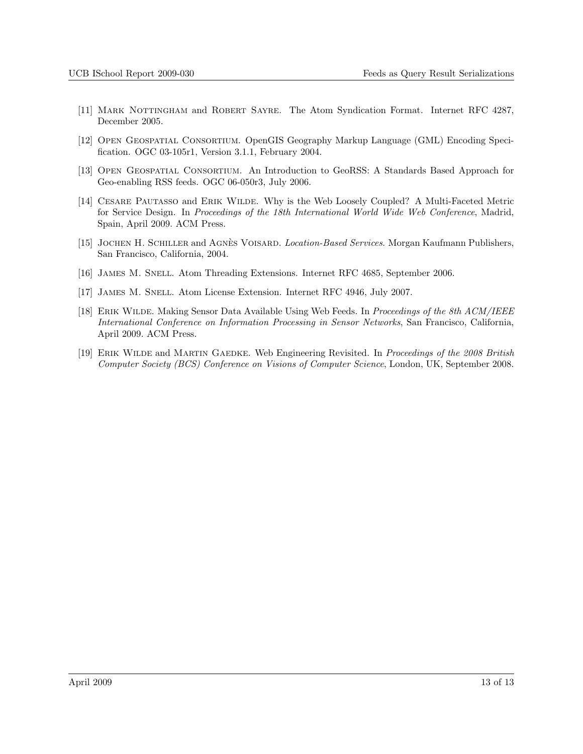[11] MARK NOTTINGHAM and ROBERT SAYRE. The Atom Syndication Format. Internet RFC 4287, December 2005.

[12] OPEN GEOSPATIAL CONSORTIUM. OpenGIS Geography Markup Language (GML) Encoding Specification. OGC 03-105r1, Version 3.1.1, February 2004.

[13] OPEN GEOSPATIAL CONSORTIUM. An Introduction to GeoRSS: A Standards Based Approach for Geo-enabling RSS feeds. OGC 06-050r3, July 2006.

[14] CESARE PAUTASSO and ERIK WILDE. Why is the Web Loosely Coupled? A Multi-Faceted Metric for Service Design. In *Proceedings of the 18th International World Wide Web Conference*, Madrid, Spain, April 2009. ACM Press.

[15] JOCHEN H. SCHILLER and AGNÈS VOISARD. *Location-Based Services*. Morgan Kaufmann Publishers, San Francisco, California, 2004.

[16] JAMES M. SNELL. Atom Threading Extensions. Internet RFC 4685, September 2006.

[17] JAMES M. SNELL. Atom License Extension. Internet RFC 4946, July 2007.

[18] ERIK WILDE. Making Sensor Data Available Using Web Feeds. In *Proceedings of the 8th ACM/IEEE International Conference on Information Processing in Sensor Networks*, San Francisco, California, April 2009. ACM Press.

[19] ERIK WILDE and MARTIN GAEDKE. Web Engineering Revisited. In *Proceedings of the 2008 British Computer Society (BCS) Conference on Visions of Computer Science*, London, UK, September 2008.